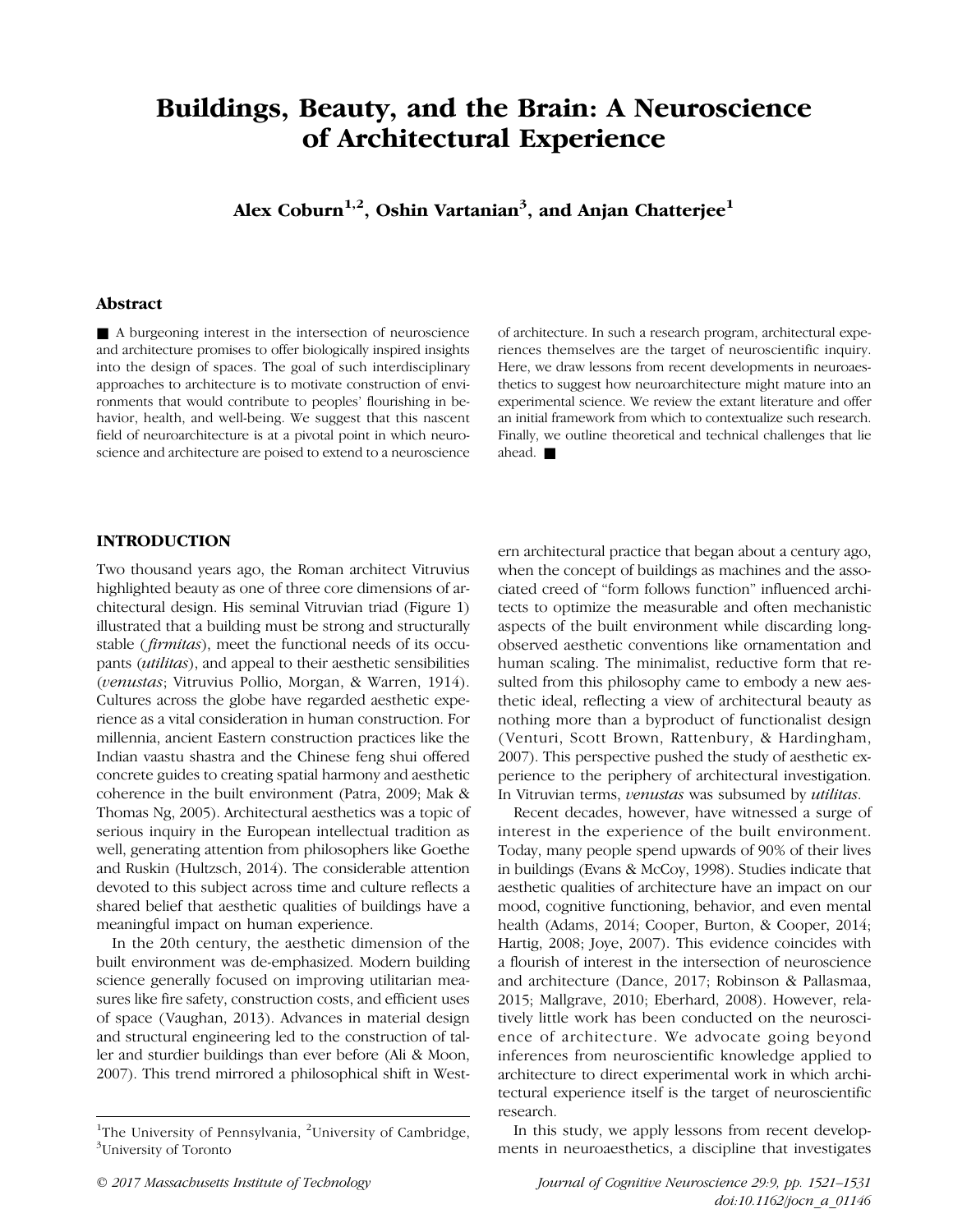# Buildings, Beauty, and the Brain: A Neuroscience of Architectural Experience

**Alex Coburn[1,2], Oshin Vartanian[3], and Anjan Chatterjee[1]**

## Abstract

■ A burgeoning interest in the intersection of neuroscience and architecture promises to offer biologically inspired insights into the design of spaces. The goal of such interdisciplinary approaches to architecture is to motivate construction of environments that would contribute to peoples' flourishing in behavior, health, and well-being. We suggest that this nascent field of neuroarchitecture is at a pivotal point in which neuroscience and architecture are poised to extend to a neuroscience of architecture. In such a research program, architectural experiences themselves are the target of neuroscientific inquiry. Here, we draw lessons from recent developments in neuroaesthetics to suggest how neuroarchitecture might mature into an experimental science. We review the extant literature and offer an initial framework from which to contextualize such research. Finally, we outline theoretical and technical challenges that lie ahead. ■

## INTRODUCTION

Two thousand years ago, the Roman architect Vitruvius highlighted beauty as one of three core dimensions of architectural design. His seminal Vitruvian triad (Figure 1) illustrated that a building must be strong and structurally stable (*firmitas*), meet the functional needs of its occupants (*utilitas*), and appeal to their aesthetic sensibilities (*venustas*; Vitruvius Pollio, Morgan, & Warren, 1914). Cultures across the globe have regarded aesthetic experience as a vital consideration in human construction. For millennia, ancient Eastern construction practices like the Indian vaastu shastra and the Chinese feng shui offered concrete guides to creating spatial harmony and aesthetic coherence in the built environment (Patra, 2009; Mak & Thomas Ng, 2005). Architectural aesthetics was a topic of serious inquiry in the European intellectual tradition as well, generating attention from philosophers like Goethe and Ruskin (Hultzsch, 2014). The considerable attention devoted to this subject across time and culture reflects a shared belief that aesthetic qualities of buildings have a meaningful impact on human experience.

In the 20th century, the aesthetic dimension of the built environment was de-emphasized. Modern building science generally focused on improving utilitarian measures like fire safety, construction costs, and efficient uses of space (Vaughan, 2013). Advances in material design and structural engineering led to the construction of taller and sturdier buildings than ever before (Ali & Moon, 2007). This trend mirrored a philosophical shift in Western architectural practice that began about a century ago, when the concept of buildings as machines and the associated creed of "form follows function" influenced architects to optimize the measurable and often mechanistic aspects of the built environment while discarding long-observed aesthetic conventions like ornamentation and human scaling. The minimalist, reductive form that resulted from this philosophy came to embody a new aesthetic ideal, reflecting a view of architectural beauty as nothing more than a byproduct of functionalist design (Venturi, Scott Brown, Rattenbury, & Hardingham, 2007). This perspective pushed the study of aesthetic experience to the periphery of architectural investigation. In Vitruvian terms, *venustas* was subsumed by *utilitas*.

Recent decades, however, have witnessed a surge of interest in the experience of the built environment. Today, many people spend upwards of 90% of their lives in buildings (Evans & McCoy, 1998). Studies indicate that aesthetic qualities of architecture have an impact on our mood, cognitive functioning, behavior, and even mental health (Adams, 2014; Cooper, Burton, & Cooper, 2014; Hartig, 2008; Joye, 2007). This evidence coincides with a flourish of interest in the intersection of neuroscience and architecture (Dance, 2017; Robinson & Pallasmaa, 2015; Mallgrave, 2010; Eberhard, 2008). However, relatively little work has been conducted on the neuroscience of architecture. We advocate going beyond inferences from neuroscientific knowledge applied to architecture to direct experimental work in which architectural experience itself is the target of neuroscientific research.

In this study, we apply lessons from recent developments in neuroaesthetics, a discipline that investigates

[1]The University of Pennsylvania, [2]University of Cambridge, [3]University of Toronto

© 2017 Massachusetts Institute of Technology

doi:10.1162/jocn_a_01146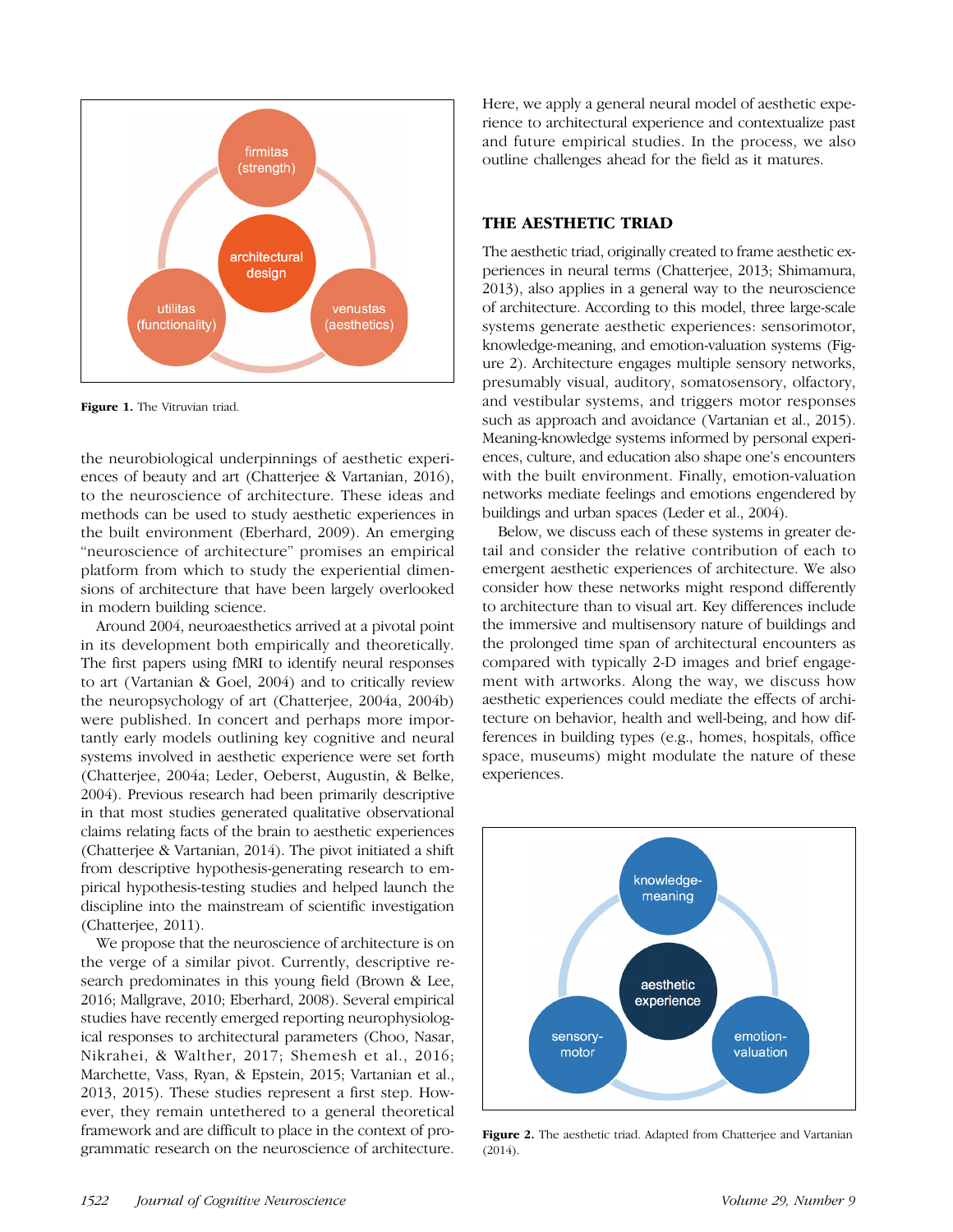Figure 1. The Vitruvian triad.

the neurobiological underpinnings of aesthetic experiences of beauty and art (Chatterjee & Vartanian, 2016), to the neuroscience of architecture. These ideas and methods can be used to study aesthetic experiences in the built environment (Eberhard, 2009). An emerging "neuroscience of architecture" promises an empirical platform from which to study the experiential dimensions of architecture that have been largely overlooked in modern building science.

Around 2004, neuroaesthetics arrived at a pivotal point in its development both empirically and theoretically. The first papers using fMRI to identify neural responses to art (Vartanian & Goel, 2004) and to critically review the neuropsychology of art (Chatterjee, 2004a, 2004b) were published. In concert and perhaps more importantly early models outlining key cognitive and neural systems involved in aesthetic experience were set forth (Chatterjee, 2004a; Leder, Oeberst, Augustin, & Belke, 2004). Previous research had been primarily descriptive in that most studies generated qualitative observational claims relating facts of the brain to aesthetic experiences (Chatterjee & Vartanian, 2014). The pivot initiated a shift from descriptive hypothesis-generating research to empirical hypothesis-testing studies and helped launch the discipline into the mainstream of scientific investigation (Chatterjee, 2011).

We propose that the neuroscience of architecture is on the verge of a similar pivot. Currently, descriptive research predominates in this young field (Brown & Lee, 2016; Mallgrave, 2010; Eberhard, 2008). Several empirical studies have recently emerged reporting neurophysiological responses to architectural parameters (Choo, Nasar, Nikrahei, & Walther, 2017; Shemesh et al., 2016; Marchette, Vass, Ryan, & Epstein, 2015; Vartanian et al., 2013, 2015). These studies represent a first step. However, they remain untethered to a general theoretical framework and are difficult to place in the context of programmatic research on the neuroscience of architecture. Here, we apply a general neural model of aesthetic experience to architectural experience and contextualize past and future empirical studies. In the process, we also outline challenges ahead for the field as it matures.

## THE AESTHETIC TRIAD

The aesthetic triad, originally created to frame aesthetic experiences in neural terms (Chatterjee, 2013; Shimamura, 2013), also applies in a general way to the neuroscience of architecture. According to this model, three large-scale systems generate aesthetic experiences: sensorimotor, knowledge-meaning, and emotion-valuation systems (Figure 2). Architecture engages multiple sensory networks, presumably visual, auditory, somatosensory, olfactory, and vestibular systems, and triggers motor responses such as approach and avoidance (Vartanian et al., 2015). Meaning-knowledge systems informed by personal experiences, culture, and education also shape one's encounters with the built environment. Finally, emotion-valuation networks mediate feelings and emotions engendered by buildings and urban spaces (Leder et al., 2004).

Below, we discuss each of these systems in greater detail and consider the relative contribution of each to emergent aesthetic experiences of architecture. We also consider how these networks might respond differently to architecture than to visual art. Key differences include the immersive and multisensory nature of buildings and the prolonged time span of architectural encounters as compared with typically 2-D images and brief engagement with artworks. Along the way, we discuss how aesthetic experiences could mediate the effects of architecture on behavior, health and well-being, and how differences in building types (e.g., homes, hospitals, office space, museums) might modulate the nature of these experiences.

Figure 2. The aesthetic triad. Adapted from Chatterjee and Vartanian (2014).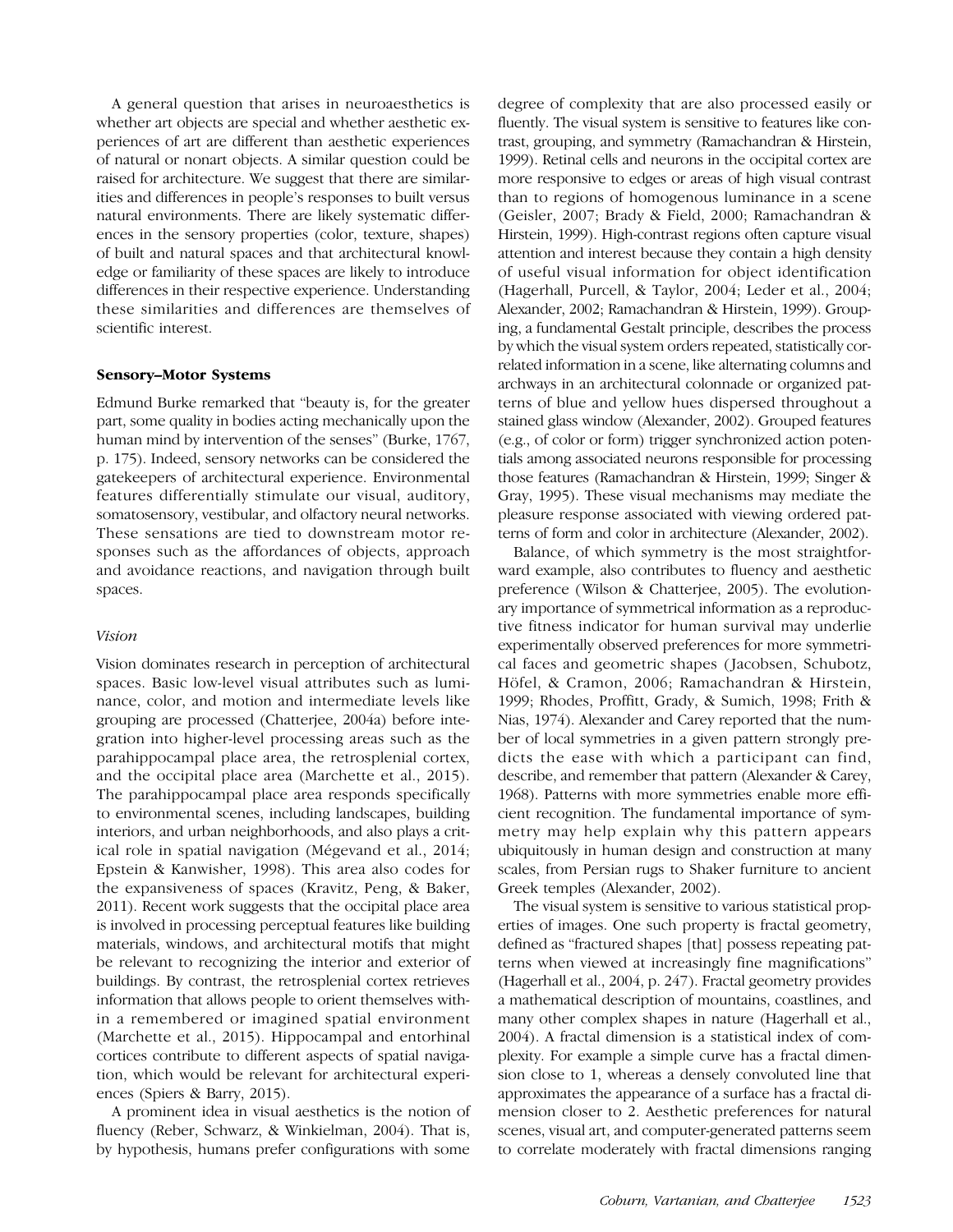A general question that arises in neuroaesthetics is whether art objects are special and whether aesthetic experiences of art are different than aesthetic experiences of natural or nonart objects. A similar question could be raised for architecture. We suggest that there are similarities and differences in people's responses to built versus natural environments. There are likely systematic differences in the sensory properties (color, texture, shapes) of built and natural spaces and that architectural knowledge or familiarity of these spaces are likely to introduce differences in their respective experience. Understanding these similarities and differences are themselves of scientific interest.

## Sensory–Motor Systems

Edmund Burke remarked that "beauty is, for the greater part, some quality in bodies acting mechanically upon the human mind by intervention of the senses" (Burke, 1767, p. 175). Indeed, sensory networks can be considered the gatekeepers of architectural experience. Environmental features differentially stimulate our visual, auditory, somatosensory, vestibular, and olfactory neural networks. These sensations are tied to downstream motor responses such as the affordances of objects, approach and avoidance reactions, and navigation through built spaces.

### *Vision*

Vision dominates research in perception of architectural spaces. Basic low-level visual attributes such as luminance, color, and motion and intermediate levels like grouping are processed (Chatterjee, 2004a) before integration into higher-level processing areas such as the parahippocampal place area, the retrosplenial cortex, and the occipital place area (Marchette et al., 2015). The parahippocampal place area responds specifically to environmental scenes, including landscapes, building interiors, and urban neighborhoods, and also plays a critical role in spatial navigation (Mégevand et al., 2014; Epstein & Kanwisher, 1998). This area also codes for the expansiveness of spaces (Kravitz, Peng, & Baker, 2011). Recent work suggests that the occipital place area is involved in processing perceptual features like building materials, windows, and architectural motifs that might be relevant to recognizing the interior and exterior of buildings. By contrast, the retrosplenial cortex retrieves information that allows people to orient themselves within a remembered or imagined spatial environment (Marchette et al., 2015). Hippocampal and entorhinal cortices contribute to different aspects of spatial navigation, which would be relevant for architectural experiences (Spiers & Barry, 2015).

A prominent idea in visual aesthetics is the notion of fluency (Reber, Schwarz, & Winkielman, 2004). That is, by hypothesis, humans prefer configurations with some degree of complexity that are also processed easily or fluently. The visual system is sensitive to features like contrast, grouping, and symmetry (Ramachandran & Hirstein, 1999). Retinal cells and neurons in the occipital cortex are more responsive to edges or areas of high visual contrast than to regions of homogenous luminance in a scene (Geisler, 2007; Brady & Field, 2000; Ramachandran & Hirstein, 1999). High-contrast regions often capture visual attention and interest because they contain a high density of useful visual information for object identification (Hagerhall, Purcell, & Taylor, 2004; Leder et al., 2004; Alexander, 2002; Ramachandran & Hirstein, 1999). Grouping, a fundamental Gestalt principle, describes the process by which the visual system orders repeated, statistically correlated information in a scene, like alternating columns and archways in an architectural colonnade or organized patterns of blue and yellow hues dispersed throughout a stained glass window (Alexander, 2002). Grouped features (e.g., of color or form) trigger synchronized action potentials among associated neurons responsible for processing those features (Ramachandran & Hirstein, 1999; Singer & Gray, 1995). These visual mechanisms may mediate the pleasure response associated with viewing ordered patterns of form and color in architecture (Alexander, 2002).

Balance, of which symmetry is the most straightforward example, also contributes to fluency and aesthetic preference (Wilson & Chatterjee, 2005). The evolutionary importance of symmetrical information as a reproductive fitness indicator for human survival may underlie experimentally observed preferences for more symmetrical faces and geometric shapes (Jacobsen, Schubotz, Höfel, & Cramon, 2006; Ramachandran & Hirstein, 1999; Rhodes, Proffitt, Grady, & Sumich, 1998; Frith & Nias, 1974). Alexander and Carey reported that the number of local symmetries in a given pattern strongly predicts the ease with which a participant can find, describe, and remember that pattern (Alexander & Carey, 1968). Patterns with more symmetries enable more efficient recognition. The fundamental importance of symmetry may help explain why this pattern appears ubiquitously in human design and construction at many scales, from Persian rugs to Shaker furniture to ancient Greek temples (Alexander, 2002).

The visual system is sensitive to various statistical properties of images. One such property is fractal geometry, defined as "fractured shapes [that] possess repeating patterns when viewed at increasingly fine magnifications" (Hagerhall et al., 2004, p. 247). Fractal geometry provides a mathematical description of mountains, coastlines, and many other complex shapes in nature (Hagerhall et al., 2004). A fractal dimension is a statistical index of complexity. For example a simple curve has a fractal dimension close to 1, whereas a densely convoluted line that approximates the appearance of a surface has a fractal dimension closer to 2. Aesthetic preferences for natural scenes, visual art, and computer-generated patterns seem to correlate moderately with fractal dimensions ranging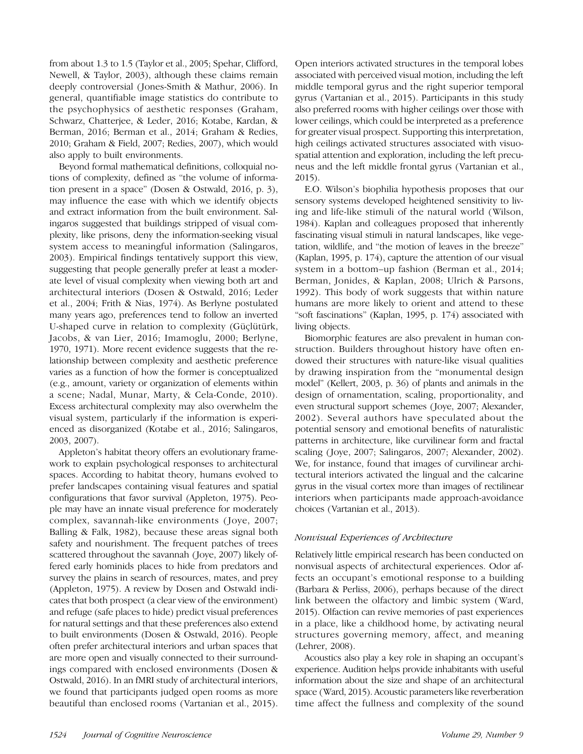from about 1.3 to 1.5 (Taylor et al., 2005; Spehar, Clifford, Newell, & Taylor, 2003), although these claims remain deeply controversial (Jones-Smith & Mathur, 2006). In general, quantifiable image statistics do contribute to the psychophysics of aesthetic responses (Graham, Schwarz, Chatterjee, & Leder, 2016; Kotabe, Kardan, & Berman, 2016; Berman et al., 2014; Graham & Redies, 2010; Graham & Field, 2007; Redies, 2007), which would also apply to built environments.

Beyond formal mathematical definitions, colloquial notions of complexity, defined as "the volume of information present in a space" (Dosen & Ostwald, 2016, p. 3), may influence the ease with which we identify objects and extract information from the built environment. Salingaros suggested that buildings stripped of visual complexity, like prisons, deny the information-seeking visual system access to meaningful information (Salingaros, 2003). Empirical findings tentatively support this view, suggesting that people generally prefer at least a moderate level of visual complexity when viewing both art and architectural interiors (Dosen & Ostwald, 2016; Leder et al., 2004; Frith & Nias, 1974). As Berlyne postulated many years ago, preferences tend to follow an inverted U-shaped curve in relation to complexity (Güçlütürk, Jacobs, & van Lier, 2016; Imamoglu, 2000; Berlyne, 1970, 1971). More recent evidence suggests that the relationship between complexity and aesthetic preference varies as a function of how the former is conceptualized (e.g., amount, variety or organization of elements within a scene; Nadal, Munar, Marty, & Cela-Conde, 2010). Excess architectural complexity may also overwhelm the visual system, particularly if the information is experienced as disorganized (Kotabe et al., 2016; Salingaros, 2003, 2007).

Appleton's habitat theory offers an evolutionary framework to explain psychological responses to architectural spaces. According to habitat theory, humans evolved to prefer landscapes containing visual features and spatial configurations that favor survival (Appleton, 1975). People may have an innate visual preference for moderately complex, savannah-like environments (Joye, 2007; Balling & Falk, 1982), because these areas signal both safety and nourishment. The frequent patches of trees scattered throughout the savannah (Joye, 2007) likely offered early hominids places to hide from predators and survey the plains in search of resources, mates, and prey (Appleton, 1975). A review by Dosen and Ostwald indicates that both prospect (a clear view of the environment) and refuge (safe places to hide) predict visual preferences for natural settings and that these preferences also extend to built environments (Dosen & Ostwald, 2016). People often prefer architectural interiors and urban spaces that are more open and visually connected to their surroundings compared with enclosed environments (Dosen & Ostwald, 2016). In an fMRI study of architectural interiors, we found that participants judged open rooms as more beautiful than enclosed rooms (Vartanian et al., 2015). Open interiors activated structures in the temporal lobes associated with perceived visual motion, including the left middle temporal gyrus and the right superior temporal gyrus (Vartanian et al., 2015). Participants in this study also preferred rooms with higher ceilings over those with lower ceilings, which could be interpreted as a preference for greater visual prospect. Supporting this interpretation, high ceilings activated structures associated with visuospatial attention and exploration, including the left precuneus and the left middle frontal gyrus (Vartanian et al., 2015).

E.O. Wilson's biophilia hypothesis proposes that our sensory systems developed heightened sensitivity to living and life-like stimuli of the natural world (Wilson, 1984). Kaplan and colleagues proposed that inherently fascinating visual stimuli in natural landscapes, like vegetation, wildlife, and "the motion of leaves in the breeze" (Kaplan, 1995, p. 174), capture the attention of our visual system in a bottom–up fashion (Berman et al., 2014; Berman, Jonides, & Kaplan, 2008; Ulrich & Parsons, 1992). This body of work suggests that within nature humans are more likely to orient and attend to these "soft fascinations" (Kaplan, 1995, p. 174) associated with living objects.

Biomorphic features are also prevalent in human construction. Builders throughout history have often endowed their structures with nature-like visual qualities by drawing inspiration from the "monumental design model" (Kellert, 2003, p. 36) of plants and animals in the design of ornamentation, scaling, proportionality, and even structural support schemes (Joye, 2007; Alexander, 2002). Several authors have speculated about the potential sensory and emotional benefits of naturalistic patterns in architecture, like curvilinear form and fractal scaling (Joye, 2007; Salingaros, 2007; Alexander, 2002). We, for instance, found that images of curvilinear architectural interiors activated the lingual and the calcarine gyrus in the visual cortex more than images of rectilinear interiors when participants made approach-avoidance choices (Vartanian et al., 2013).

### *Nonvisual Experiences of Architecture*

Relatively little empirical research has been conducted on nonvisual aspects of architectural experiences. Odor affects an occupant's emotional response to a building (Barbara & Perliss, 2006), perhaps because of the direct link between the olfactory and limbic system (Ward, 2015). Olfaction can revive memories of past experiences in a place, like a childhood home, by activating neural structures governing memory, affect, and meaning (Lehrer, 2008).

Acoustics also play a key role in shaping an occupant's experience. Audition helps provide inhabitants with useful information about the size and shape of an architectural space (Ward, 2015). Acoustic parameters like reverberation time affect the fullness and complexity of the sound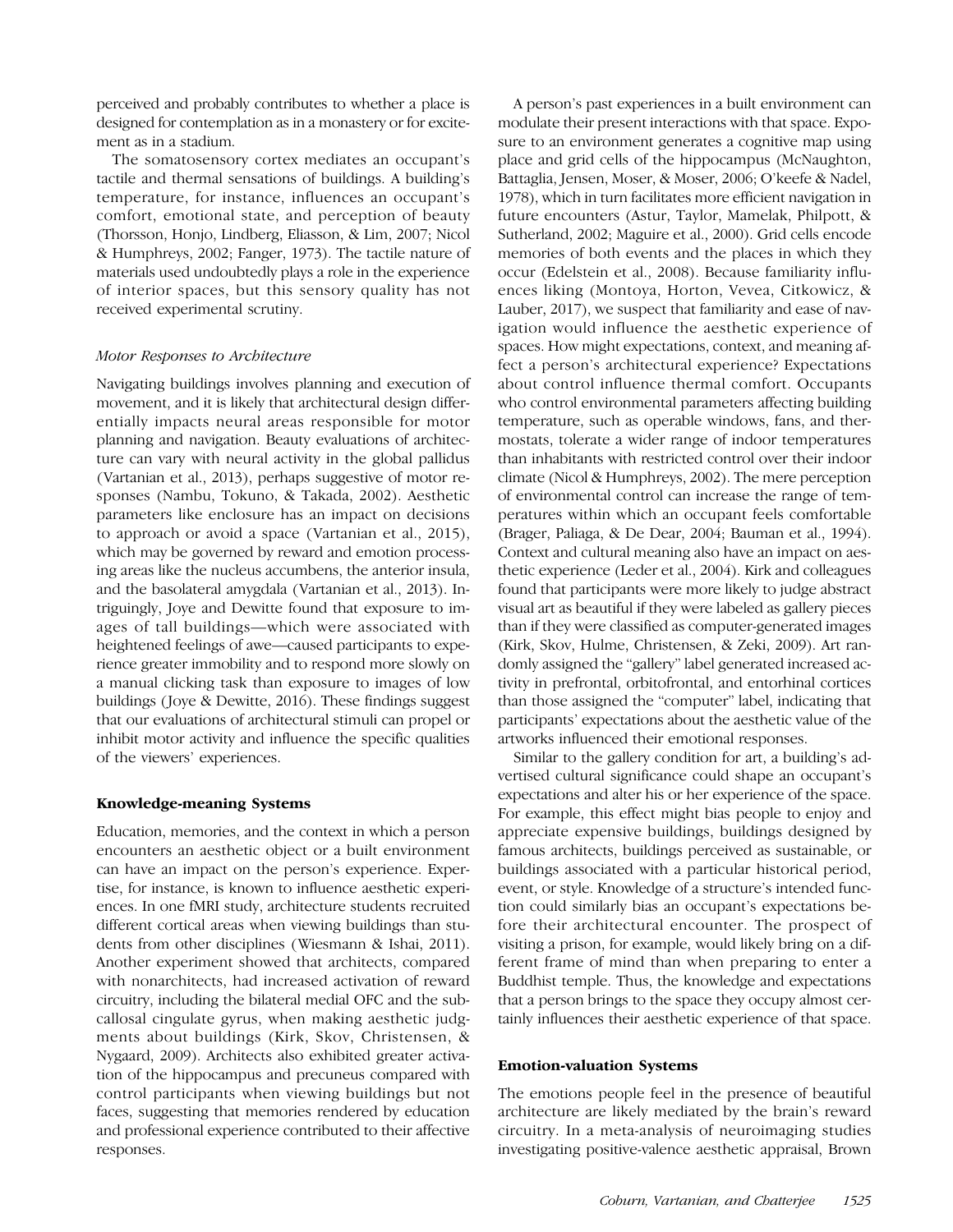perceived and probably contributes to whether a place is designed for contemplation as in a monastery or for excitement as in a stadium.

The somatosensory cortex mediates an occupant's tactile and thermal sensations of buildings. A building's temperature, for instance, influences an occupant's comfort, emotional state, and perception of beauty (Thorsson, Honjo, Lindberg, Eliasson, & Lim, 2007; Nicol & Humphreys, 2002; Fanger, 1973). The tactile nature of materials used undoubtedly plays a role in the experience of interior spaces, but this sensory quality has not received experimental scrutiny.

### *Motor Responses to Architecture*

Navigating buildings involves planning and execution of movement, and it is likely that architectural design differentially impacts neural areas responsible for motor planning and navigation. Beauty evaluations of architecture can vary with neural activity in the global pallidus (Vartanian et al., 2013), perhaps suggestive of motor responses (Nambu, Tokuno, & Takada, 2002). Aesthetic parameters like enclosure has an impact on decisions to approach or avoid a space (Vartanian et al., 2015), which may be governed by reward and emotion processing areas like the nucleus accumbens, the anterior insula, and the basolateral amygdala (Vartanian et al., 2013). Intriguingly, Joye and Dewitte found that exposure to images of tall buildings—which were associated with heightened feelings of awe—caused participants to experience greater immobility and to respond more slowly on a manual clicking task than exposure to images of low buildings (Joye & Dewitte, 2016). These findings suggest that our evaluations of architectural stimuli can propel or inhibit motor activity and influence the specific qualities of the viewers' experiences.

## Knowledge-meaning Systems

Education, memories, and the context in which a person encounters an aesthetic object or a built environment can have an impact on the person's experience. Expertise, for instance, is known to influence aesthetic experiences. In one fMRI study, architecture students recruited different cortical areas when viewing buildings than students from other disciplines (Wiesmann & Ishai, 2011). Another experiment showed that architects, compared with nonarchitects, had increased activation of reward circuitry, including the bilateral medial OFC and the subcallosal cingulate gyrus, when making aesthetic judgments about buildings (Kirk, Skov, Christensen, & Nygaard, 2009). Architects also exhibited greater activation of the hippocampus and precuneus compared with control participants when viewing buildings but not faces, suggesting that memories rendered by education and professional experience contributed to their affective responses.

A person's past experiences in a built environment can modulate their present interactions with that space. Exposure to an environment generates a cognitive map using place and grid cells of the hippocampus (McNaughton, Battaglia, Jensen, Moser, & Moser, 2006; O'keefe & Nadel, 1978), which in turn facilitates more efficient navigation in future encounters (Astur, Taylor, Mamelak, Philpott, & Sutherland, 2002; Maguire et al., 2000). Grid cells encode memories of both events and the places in which they occur (Edelstein et al., 2008). Because familiarity influences liking (Montoya, Horton, Vevea, Citkowicz, & Lauber, 2017), we suspect that familiarity and ease of navigation would influence the aesthetic experience of spaces. How might expectations, context, and meaning affect a person's architectural experience? Expectations about control influence thermal comfort. Occupants who control environmental parameters affecting building temperature, such as operable windows, fans, and thermostats, tolerate a wider range of indoor temperatures than inhabitants with restricted control over their indoor climate (Nicol & Humphreys, 2002). The mere perception of environmental control can increase the range of temperatures within which an occupant feels comfortable (Brager, Paliaga, & De Dear, 2004; Bauman et al., 1994). Context and cultural meaning also have an impact on aesthetic experience (Leder et al., 2004). Kirk and colleagues found that participants were more likely to judge abstract visual art as beautiful if they were labeled as gallery pieces than if they were classified as computer-generated images (Kirk, Skov, Hulme, Christensen, & Zeki, 2009). Art randomly assigned the "gallery" label generated increased activity in prefrontal, orbitofrontal, and entorhinal cortices than those assigned the "computer" label, indicating that participants' expectations about the aesthetic value of the artworks influenced their emotional responses.

Similar to the gallery condition for art, a building's advertised cultural significance could shape an occupant's expectations and alter his or her experience of the space. For example, this effect might bias people to enjoy and appreciate expensive buildings, buildings designed by famous architects, buildings perceived as sustainable, or buildings associated with a particular historical period, event, or style. Knowledge of a structure's intended function could similarly bias an occupant's expectations before their architectural encounter. The prospect of visiting a prison, for example, would likely bring on a different frame of mind than when preparing to enter a Buddhist temple. Thus, the knowledge and expectations that a person brings to the space they occupy almost certainly influences their aesthetic experience of that space.

## Emotion-valuation Systems

The emotions people feel in the presence of beautiful architecture are likely mediated by the brain's reward circuitry. In a meta-analysis of neuroimaging studies investigating positive-valence aesthetic appraisal, Brown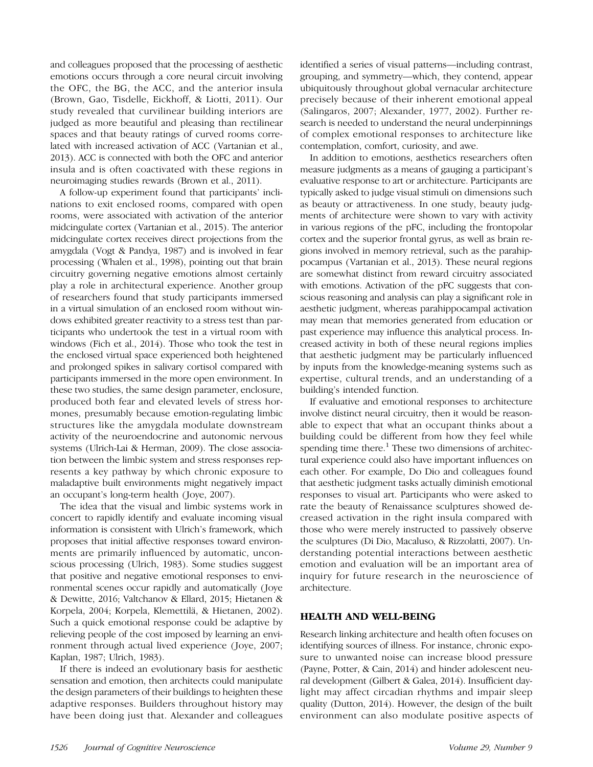and colleagues proposed that the processing of aesthetic emotions occurs through a core neural circuit involving the OFC, the BG, the ACC, and the anterior insula (Brown, Gao, Tisdelle, Eickhoff, & Liotti, 2011). Our study revealed that curvilinear building interiors are judged as more beautiful and pleasing than rectilinear spaces and that beauty ratings of curved rooms correlated with increased activation of ACC (Vartanian et al., 2013). ACC is connected with both the OFC and anterior insula and is often coactivated with these regions in neuroimaging studies rewards (Brown et al., 2011).

A follow-up experiment found that participants' inclinations to exit enclosed rooms, compared with open rooms, were associated with activation of the anterior midcingulate cortex (Vartanian et al., 2015). The anterior midcingulate cortex receives direct projections from the amygdala (Vogt & Pandya, 1987) and is involved in fear processing (Whalen et al., 1998), pointing out that brain circuitry governing negative emotions almost certainly play a role in architectural experience. Another group of researchers found that study participants immersed in a virtual simulation of an enclosed room without windows exhibited greater reactivity to a stress test than participants who undertook the test in a virtual room with windows (Fich et al., 2014). Those who took the test in the enclosed virtual space experienced both heightened and prolonged spikes in salivary cortisol compared with participants immersed in the more open environment. In these two studies, the same design parameter, enclosure, produced both fear and elevated levels of stress hormones, presumably because emotion-regulating limbic structures like the amygdala modulate downstream activity of the neuroendocrine and autonomic nervous systems (Ulrich-Lai & Herman, 2009). The close association between the limbic system and stress responses represents a key pathway by which chronic exposure to maladaptive built environments might negatively impact an occupant's long-term health (Joye, 2007).

The idea that the visual and limbic systems work in concert to rapidly identify and evaluate incoming visual information is consistent with Ulrich's framework, which proposes that initial affective responses toward environments are primarily influenced by automatic, unconscious processing (Ulrich, 1983). Some studies suggest that positive and negative emotional responses to environmental scenes occur rapidly and automatically (Joye & Dewitte, 2016; Valtchanov & Ellard, 2015; Hietanen & Korpela, 2004; Korpela, Klemettilä, & Hietanen, 2002). Such a quick emotional response could be adaptive by relieving people of the cost imposed by learning an environment through actual lived experience (Joye, 2007; Kaplan, 1987; Ulrich, 1983).

If there is indeed an evolutionary basis for aesthetic sensation and emotion, then architects could manipulate the design parameters of their buildings to heighten these adaptive responses. Builders throughout history may have been doing just that. Alexander and colleagues identified a series of visual patterns—including contrast, grouping, and symmetry—which, they contend, appear ubiquitously throughout global vernacular architecture precisely because of their inherent emotional appeal (Salingaros, 2007; Alexander, 1977, 2002). Further research is needed to understand the neural underpinnings of complex emotional responses to architecture like contemplation, comfort, curiosity, and awe.

In addition to emotions, aesthetics researchers often measure judgments as a means of gauging a participant's evaluative response to art or architecture. Participants are typically asked to judge visual stimuli on dimensions such as beauty or attractiveness. In one study, beauty judgments of architecture were shown to vary with activity in various regions of the pFC, including the frontopolar cortex and the superior frontal gyrus, as well as brain regions involved in memory retrieval, such as the parahippocampus (Vartanian et al., 2013). These neural regions are somewhat distinct from reward circuitry associated with emotions. Activation of the pFC suggests that conscious reasoning and analysis can play a significant role in aesthetic judgment, whereas parahippocampal activation may mean that memories generated from education or past experience may influence this analytical process. Increased activity in both of these neural regions implies that aesthetic judgment may be particularly influenced by inputs from the knowledge-meaning systems such as expertise, cultural trends, and an understanding of a building's intended function.

If evaluative and emotional responses to architecture involve distinct neural circuitry, then it would be reasonable to expect that what an occupant thinks about a building could be different from how they feel while spending time there.[1] These two dimensions of architectural experience could also have important influences on each other. For example, Do Dio and colleagues found that aesthetic judgment tasks actually diminish emotional responses to visual art. Participants who were asked to rate the beauty of Renaissance sculptures showed decreased activation in the right insula compared with those who were merely instructed to passively observe the sculptures (Di Dio, Macaluso, & Rizzolatti, 2007). Understanding potential interactions between aesthetic emotion and evaluation will be an important area of inquiry for future research in the neuroscience of architecture.

## HEALTH AND WELL-BEING

Research linking architecture and health often focuses on identifying sources of illness. For instance, chronic exposure to unwanted noise can increase blood pressure (Payne, Potter, & Cain, 2014) and hinder adolescent neural development (Gilbert & Galea, 2014). Insufficient daylight may affect circadian rhythms and impair sleep quality (Dutton, 2014). However, the design of the built environment can also modulate positive aspects of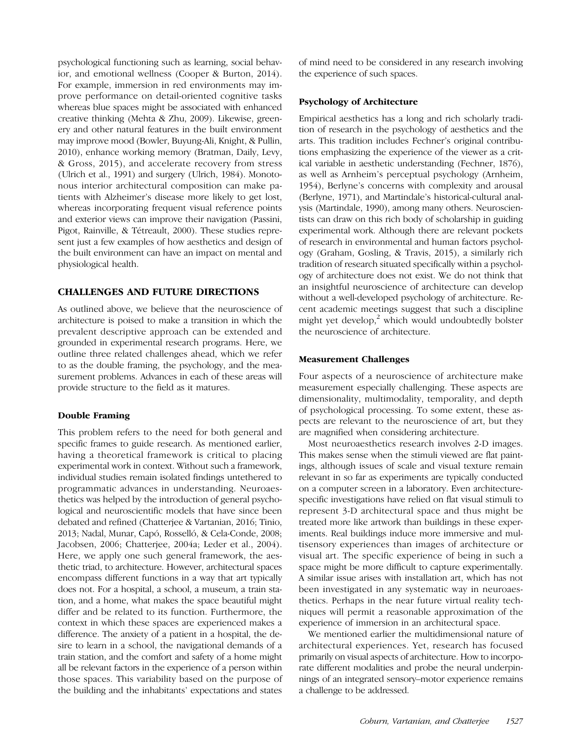psychological functioning such as learning, social behavior, and emotional wellness (Cooper & Burton, 2014). For example, immersion in red environments may improve performance on detail-oriented cognitive tasks whereas blue spaces might be associated with enhanced creative thinking (Mehta & Zhu, 2009). Likewise, greenery and other natural features in the built environment may improve mood (Bowler, Buyung-Ali, Knight, & Pullin, 2010), enhance working memory (Bratman, Daily, Levy, & Gross, 2015), and accelerate recovery from stress (Ulrich et al., 1991) and surgery (Ulrich, 1984). Monotonous interior architectural composition can make patients with Alzheimer's disease more likely to get lost, whereas incorporating frequent visual reference points and exterior views can improve their navigation (Passini, Pigot, Rainville, & Tétreault, 2000). These studies represent just a few examples of how aesthetics and design of the built environment can have an impact on mental and physiological health.

## CHALLENGES AND FUTURE DIRECTIONS

As outlined above, we believe that the neuroscience of architecture is poised to make a transition in which the prevalent descriptive approach can be extended and grounded in experimental research programs. Here, we outline three related challenges ahead, which we refer to as the double framing, the psychology, and the measurement problems. Advances in each of these areas will provide structure to the field as it matures.

### Double Framing

This problem refers to the need for both general and specific frames to guide research. As mentioned earlier, having a theoretical framework is critical to placing experimental work in context. Without such a framework, individual studies remain isolated findings untethered to programmatic advances in understanding. Neuroaesthetics was helped by the introduction of general psychological and neuroscientific models that have since been debated and refined (Chatterjee & Vartanian, 2016; Tinio, 2013; Nadal, Munar, Capó, Rosselló, & Cela-Conde, 2008; Jacobsen, 2006; Chatterjee, 2004a; Leder et al., 2004). Here, we apply one such general framework, the aesthetic triad, to architecture. However, architectural spaces encompass different functions in a way that art typically does not. For a hospital, a school, a museum, a train station, and a home, what makes the space beautiful might differ and be related to its function. Furthermore, the context in which these spaces are experienced makes a difference. The anxiety of a patient in a hospital, the desire to learn in a school, the navigational demands of a train station, and the comfort and safety of a home might all be relevant factors in the experience of a person within those spaces. This variability based on the purpose of the building and the inhabitants' expectations and states of mind need to be considered in any research involving the experience of such spaces.

### Psychology of Architecture

Empirical aesthetics has a long and rich scholarly tradition of research in the psychology of aesthetics and the arts. This tradition includes Fechner's original contributions emphasizing the experience of the viewer as a critical variable in aesthetic understanding (Fechner, 1876), as well as Arnheim's perceptual psychology (Arnheim, 1954), Berlyne's concerns with complexity and arousal (Berlyne, 1971), and Martindale's historical-cultural analysis (Martindale, 1990), among many others. Neuroscientists can draw on this rich body of scholarship in guiding experimental work. Although there are relevant pockets of research in environmental and human factors psychology (Graham, Gosling, & Travis, 2015), a similarly rich tradition of research situated specifically within a psychology of architecture does not exist. We do not think that an insightful neuroscience of architecture can develop without a well-developed psychology of architecture. Recent academic meetings suggest that such a discipline might yet develop,[2] which would undoubtedly bolster the neuroscience of architecture.

### Measurement Challenges

Four aspects of a neuroscience of architecture make measurement especially challenging. These aspects are dimensionality, multimodality, temporality, and depth of psychological processing. To some extent, these aspects are relevant to the neuroscience of art, but they are magnified when considering architecture.

Most neuroaesthetics research involves 2-D images. This makes sense when the stimuli viewed are flat paintings, although issues of scale and visual texture remain relevant in so far as experiments are typically conducted on a computer screen in a laboratory. Even architecture-specific investigations have relied on flat visual stimuli to represent 3-D architectural space and thus might be treated more like artwork than buildings in these experiments. Real buildings induce more immersive and multisensory experiences than images of architecture or visual art. The specific experience of being in such a space might be more difficult to capture experimentally. A similar issue arises with installation art, which has not been investigated in any systematic way in neuroaesthetics. Perhaps in the near future virtual reality techniques will permit a reasonable approximation of the experience of immersion in an architectural space.

We mentioned earlier the multidimensional nature of architectural experiences. Yet, research has focused primarily on visual aspects of architecture. How to incorporate different modalities and probe the neural underpinnings of an integrated sensory–motor experience remains a challenge to be addressed.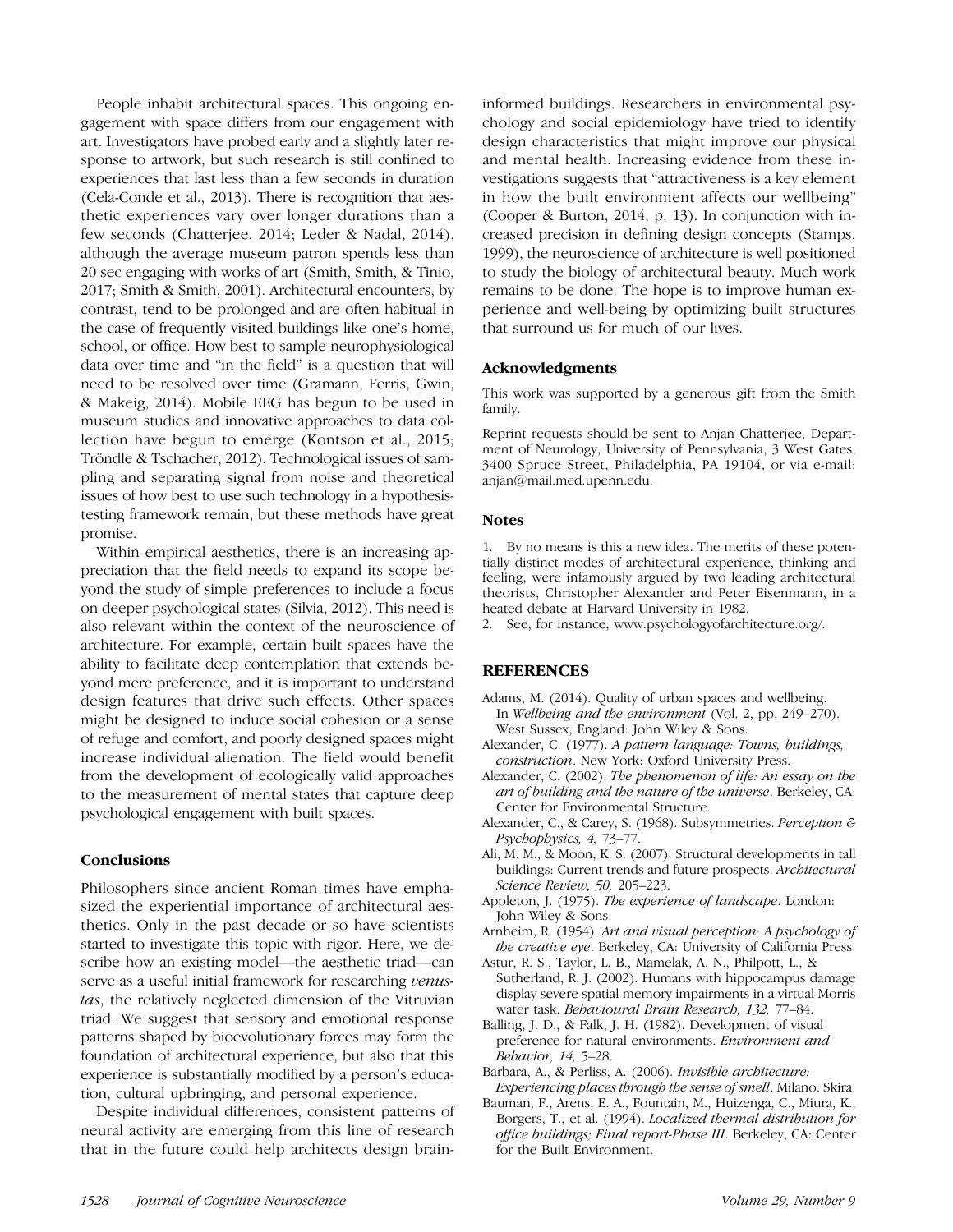People inhabit architectural spaces. This ongoing engagement with space differs from our engagement with art. Investigators have probed early and a slightly later response to artwork, but such research is still confined to experiences that last less than a few seconds in duration (Cela-Conde et al., 2013). There is recognition that aesthetic experiences vary over longer durations than a few seconds (Chatterjee, 2014; Leder & Nadal, 2014), although the average museum patron spends less than 20 sec engaging with works of art (Smith, Smith, & Tinio, 2017; Smith & Smith, 2001). Architectural encounters, by contrast, tend to be prolonged and are often habitual in the case of frequently visited buildings like one's home, school, or office. How best to sample neurophysiological data over time and "in the field" is a question that will need to be resolved over time (Gramann, Ferris, Gwin, & Makeig, 2014). Mobile EEG has begun to be used in museum studies and innovative approaches to data collection have begun to emerge (Kontson et al., 2015; Tröndle & Tschacher, 2012). Technological issues of sampling and separating signal from noise and theoretical issues of how best to use such technology in a hypothesis-testing framework remain, but these methods have great promise.

Within empirical aesthetics, there is an increasing appreciation that the field needs to expand its scope beyond the study of simple preferences to include a focus on deeper psychological states (Silvia, 2012). This need is also relevant within the context of the neuroscience of architecture. For example, certain built spaces have the ability to facilitate deep contemplation that extends beyond mere preference, and it is important to understand design features that drive such effects. Other spaces might be designed to induce social cohesion or a sense of refuge and comfort, and poorly designed spaces might increase individual alienation. The field would benefit from the development of ecologically valid approaches to the measurement of mental states that capture deep psychological engagement with built spaces.

## Conclusions

Philosophers since ancient Roman times have emphasized the experiential importance of architectural aesthetics. Only in the past decade or so have scientists started to investigate this topic with rigor. Here, we describe how an existing model—the aesthetic triad—can serve as a useful initial framework for researching *venustas*, the relatively neglected dimension of the Vitruvian triad. We suggest that sensory and emotional response patterns shaped by bioevolutionary forces may form the foundation of architectural experience, but also that this experience is substantially modified by a person's education, cultural upbringing, and personal experience.

Despite individual differences, consistent patterns of neural activity are emerging from this line of research that in the future could help architects design brain-informed buildings. Researchers in environmental psychology and social epidemiology have tried to identify design characteristics that might improve our physical and mental health. Increasing evidence from these investigations suggests that "attractiveness is a key element in how the built environment affects our wellbeing" (Cooper & Burton, 2014, p. 13). In conjunction with increased precision in defining design concepts (Stamps, 1999), the neuroscience of architecture is well positioned to study the biology of architectural beauty. Much work remains to be done. The hope is to improve human experience and well-being by optimizing built structures that surround us for much of our lives.

## Acknowledgments

This work was supported by a generous gift from the Smith family.

Reprint requests should be sent to Anjan Chatterjee, Department of Neurology, University of Pennsylvania, 3 West Gates, 3400 Spruce Street, Philadelphia, PA 19104, or via e-mail: anjan@mail.med.upenn.edu.

## Notes

1. By no means is this a new idea. The merits of these potentially distinct modes of architectural experience, thinking and feeling, were infamously argued by two leading architectural theorists, Christopher Alexander and Peter Eisenmann, in a heated debate at Harvard University in 1982.
2. See, for instance, www.psychologyofarchitecture.org/.

## REFERENCES

Adams, M. (2014). Quality of urban spaces and wellbeing. In *Wellbeing and the environment* (Vol. 2, pp. 249–270). West Sussex, England: John Wiley & Sons.

Alexander, C. (1977). *A pattern language: Towns, buildings, construction*. New York: Oxford University Press.

Alexander, C. (2002). *The phenomenon of life: An essay on the art of building and the nature of the universe*. Berkeley, CA: Center for Environmental Structure.

Alexander, C., & Carey, S. (1968). Subsymmetries. *Perception & Psychophysics, 4,* 73–77.

Ali, M. M., & Moon, K. S. (2007). Structural developments in tall buildings: Current trends and future prospects. *Architectural Science Review, 50,* 205–223.

Appleton, J. (1975). *The experience of landscape*. London: John Wiley & Sons.

Arnheim, R. (1954). *Art and visual perception: A psychology of the creative eye*. Berkeley, CA: University of California Press.

Astur, R. S., Taylor, L. B., Mamelak, A. N., Philpott, L., & Sutherland, R. J. (2002). Humans with hippocampus damage display severe spatial memory impairments in a virtual Morris water task. *Behavioural Brain Research, 132,* 77–84.

Balling, J. D., & Falk, J. H. (1982). Development of visual preference for natural environments. *Environment and Behavior, 14,* 5–28.

Barbara, A., & Perliss, A. (2006). *Invisible architecture: Experiencing places through the sense of smell*. Milano: Skira.

Bauman, F., Arens, E. A., Fountain, M., Huizenga, C., Miura, K., Borgers, T., et al. (1994). *Localized thermal distribution for office buildings; Final report-Phase III*. Berkeley, CA: Center for the Built Environment.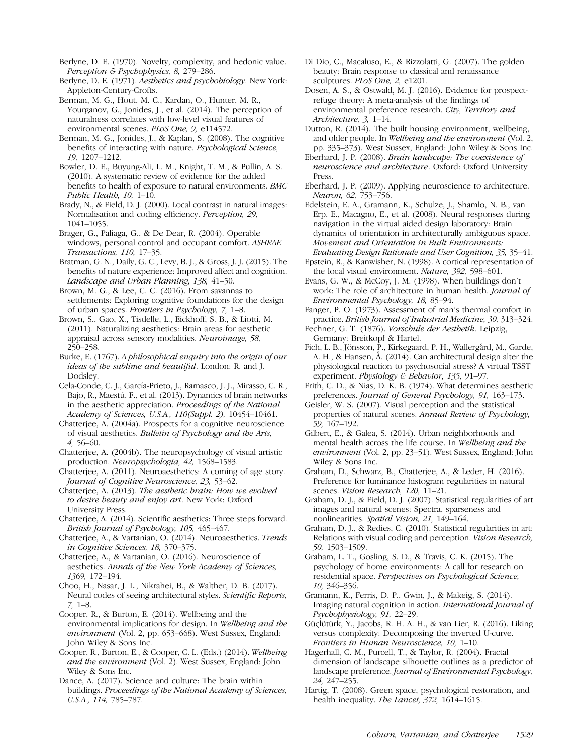Berlyne, D. E. (1970). Novelty, complexity, and hedonic value. *Perception & Psychophysics, 8,* 279–286.

Berlyne, D. E. (1971). *Aesthetics and psychobiology*. New York: Appleton-Century-Crofts.

Berman, M. G., Hout, M. C., Kardan, O., Hunter, M. R., Yourganov, G., Jonides, J., et al. (2014). The perception of naturalness correlates with low-level visual features of environmental scenes. *PLoS One, 9,* e114572.

Berman, M. G., Jonides, J., & Kaplan, S. (2008). The cognitive benefits of interacting with nature. *Psychological Science, 19,* 1207–1212.

Bowler, D. E., Buyung-Ali, L. M., Knight, T. M., & Pullin, A. S. (2010). A systematic review of evidence for the added benefits to health of exposure to natural environments. *BMC Public Health, 10,* 1–10.

Brady, N., & Field, D. J. (2000). Local contrast in natural images: Normalisation and coding efficiency. *Perception, 29,* 1041–1055.

Brager, G., Paliaga, G., & De Dear, R. (2004). Operable windows, personal control and occupant comfort. *ASHRAE Transactions, 110,* 17–35.

Bratman, G. N., Daily, G. C., Levy, B. J., & Gross, J. J. (2015). The benefits of nature experience: Improved affect and cognition. *Landscape and Urban Planning, 138,* 41–50.

Brown, M. G., & Lee, C. C. (2016). From savannas to settlements: Exploring cognitive foundations for the design of urban spaces. *Frontiers in Psychology, 7,* 1–8.

Brown, S., Gao, X., Tisdelle, L., Eickhoff, S. B., & Liotti, M. (2011). Naturalizing aesthetics: Brain areas for aesthetic appraisal across sensory modalities. *Neuroimage, 58,* 250–258.

Burke, E. (1767). *A philosophical enquiry into the origin of our ideas of the sublime and beautiful*. London: R. and J. Dodsley.

Cela-Conde, C. J., García-Prieto, J., Ramasco, J. J., Mirasso, C. R., Bajo, R., Maestú, F., et al. (2013). Dynamics of brain networks in the aesthetic appreciation. *Proceedings of the National Academy of Sciences, U.S.A., 110(Suppl. 2),* 10454–10461.

Chatterjee, A. (2004a). Prospects for a cognitive neuroscience of visual aesthetics. *Bulletin of Psychology and the Arts, 4,* 56–60.

Chatterjee, A. (2004b). The neuropsychology of visual artistic production. *Neuropsychologia, 42,* 1568–1583.

Chatterjee, A. (2011). Neuroaesthetics: A coming of age story. *Journal of Cognitive Neuroscience, 23,* 53–62.

Chatterjee, A. (2013). *The aesthetic brain: How we evolved to desire beauty and enjoy art*. New York: Oxford University Press.

Chatterjee, A. (2014). Scientific aesthetics: Three steps forward. *British Journal of Psychology, 105,* 465–467.

Chatterjee, A., & Vartanian, O. (2014). Neuroaesthetics. *Trends in Cognitive Sciences, 18,* 370–375.

Chatterjee, A., & Vartanian, O. (2016). Neuroscience of aesthetics. *Annals of the New York Academy of Sciences, 1369,* 172–194.

Choo, H., Nasar, J. L., Nikrahei, B., & Walther, D. B. (2017). Neural codes of seeing architectural styles. *Scientific Reports, 7,* 1–8.

Cooper, R., & Burton, E. (2014). Wellbeing and the environmental implications for design. In *Wellbeing and the environment* (Vol. 2, pp. 653–668). West Sussex, England: John Wiley & Sons Inc.

Cooper, R., Burton, E., & Cooper, C. L. (Eds.) (2014). *Wellbeing and the environment* (Vol. 2). West Sussex, England: John Wiley & Sons Inc.

Dance, A. (2017). Science and culture: The brain within buildings. *Proceedings of the National Academy of Sciences, U.S.A., 114,* 785–787.

Di Dio, C., Macaluso, E., & Rizzolatti, G. (2007). The golden beauty: Brain response to classical and renaissance sculptures. *PLoS One, 2,* e1201.

Dosen, A. S., & Ostwald, M. J. (2016). Evidence for prospect-refuge theory: A meta-analysis of the findings of environmental preference research. *City, Territory and Architecture, 3,* 1–14.

Dutton, R. (2014). The built housing environment, wellbeing, and older people. In *Wellbeing and the environment* (Vol. 2, pp. 335–373). West Sussex, England: John Wiley & Sons Inc.

Eberhard, J. P. (2008). *Brain landscape: The coexistence of neuroscience and architecture*. Oxford: Oxford University Press.

Eberhard, J. P. (2009). Applying neuroscience to architecture. *Neuron, 62,* 753–756.

Edelstein, E. A., Gramann, K., Schulze, J., Shamlo, N. B., van Erp, E., Macagno, E., et al. (2008). Neural responses during navigation in the virtual aided design laboratory: Brain dynamics of orientation in architecturally ambiguous space. *Movement and Orientation in Built Environments: Evaluating Design Rationale and User Cognition, 35,* 35–41.

Epstein, R., & Kanwisher, N. (1998). A cortical representation of the local visual environment. *Nature, 392,* 598–601.

Evans, G. W., & McCoy, J. M. (1998). When buildings don't work: The role of architecture in human health. *Journal of Environmental Psychology, 18,* 85–94.

Fanger, P. O. (1973). Assessment of man's thermal comfort in practice. *British Journal of Industrial Medicine, 30,* 313–324.

Fechner, G. T. (1876). *Vorschule der Aesthetik*. Leipzig, Germany: Breitkopf & Hartel.

Fich, L. B., Jönsson, P., Kirkegaard, P. H., Wallergård, M., Garde, A. H., & Hansen, Å. (2014). Can architectural design alter the physiological reaction to psychosocial stress? A virtual TSST experiment. *Physiology & Behavior, 135,* 91–97.

Frith, C. D., & Nias, D. K. B. (1974). What determines aesthetic preferences. *Journal of General Psychology, 91,* 163–173.

Geisler, W. S. (2007). Visual perception and the statistical properties of natural scenes. *Annual Review of Psychology, 59,* 167–192.

Gilbert, E., & Galea, S. (2014). Urban neighborhoods and mental health across the life course. In *Wellbeing and the environment* (Vol. 2, pp. 23–51). West Sussex, England: John Wiley & Sons Inc.

Graham, D., Schwarz, B., Chatterjee, A., & Leder, H. (2016). Preference for luminance histogram regularities in natural scenes. *Vision Research, 120,* 11–21.

Graham, D. J., & Field, D. J. (2007). Statistical regularities of art images and natural scenes: Spectra, sparseness and nonlinearities. *Spatial Vision, 21,* 149–164.

Graham, D. J., & Redies, C. (2010). Statistical regularities in art: Relations with visual coding and perception. *Vision Research, 50,* 1503–1509.

Graham, L. T., Gosling, S. D., & Travis, C. K. (2015). The psychology of home environments: A call for research on residential space. *Perspectives on Psychological Science, 10,* 346–356.

Gramann, K., Ferris, D. P., Gwin, J., & Makeig, S. (2014). Imaging natural cognition in action. *International Journal of Psychophysiology, 91,* 22–29.

Güçlütürk, Y., Jacobs, R. H. A. H., & van Lier, R. (2016). Liking versus complexity: Decomposing the inverted U-curve. *Frontiers in Human Neuroscience, 10,* 1–10.

Hagerhall, C. M., Purcell, T., & Taylor, R. (2004). Fractal dimension of landscape silhouette outlines as a predictor of landscape preference. *Journal of Environmental Psychology, 24,* 247–255.

Hartig, T. (2008). Green space, psychological restoration, and health inequality. *The Lancet, 372,* 1614–1615.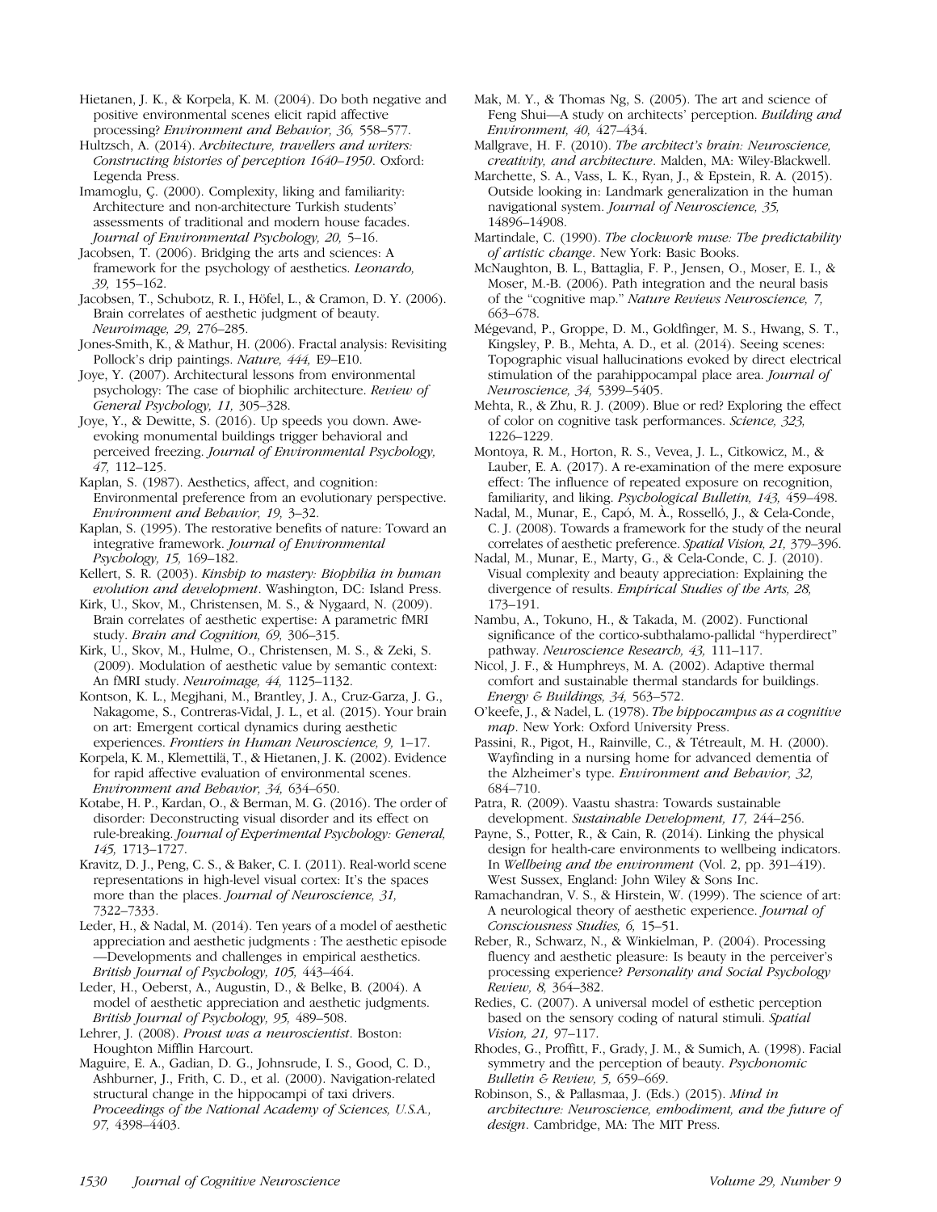Hietanen, J. K., & Korpela, K. M. (2004). Do both negative and positive environmental scenes elicit rapid affective processing? *Environment and Behavior, 36,* 558–577.

Hultzsch, A. (2014). *Architecture, travellers and writers: Constructing histories of perception 1640–1950*. Oxford: Legenda Press.

Imamoglu, Ç. (2000). Complexity, liking and familiarity: Architecture and non-architecture Turkish students' assessments of traditional and modern house facades. *Journal of Environmental Psychology, 20,* 5–16.

Jacobsen, T. (2006). Bridging the arts and sciences: A framework for the psychology of aesthetics. *Leonardo, 39,* 155–162.

Jacobsen, T., Schubotz, R. I., Höfel, L., & Cramon, D. Y. (2006). Brain correlates of aesthetic judgment of beauty. *Neuroimage, 29,* 276–285.

Jones-Smith, K., & Mathur, H. (2006). Fractal analysis: Revisiting Pollock's drip paintings. *Nature, 444,* E9–E10.

Joye, Y. (2007). Architectural lessons from environmental psychology: The case of biophilic architecture. *Review of General Psychology, 11,* 305–328.

Joye, Y., & Dewitte, S. (2016). Up speeds you down. Awe-evoking monumental buildings trigger behavioral and perceived freezing. *Journal of Environmental Psychology, 47,* 112–125.

Kaplan, S. (1987). Aesthetics, affect, and cognition: Environmental preference from an evolutionary perspective. *Environment and Behavior, 19,* 3–32.

Kaplan, S. (1995). The restorative benefits of nature: Toward an integrative framework. *Journal of Environmental Psychology, 15,* 169–182.

Kellert, S. R. (2003). *Kinship to mastery: Biophilia in human evolution and development*. Washington, DC: Island Press.

Kirk, U., Skov, M., Christensen, M. S., & Nygaard, N. (2009). Brain correlates of aesthetic expertise: A parametric fMRI study. *Brain and Cognition, 69,* 306–315.

Kirk, U., Skov, M., Hulme, O., Christensen, M. S., & Zeki, S. (2009). Modulation of aesthetic value by semantic context: An fMRI study. *Neuroimage, 44,* 1125–1132.

Kontson, K. L., Megjhani, M., Brantley, J. A., Cruz-Garza, J. G., Nakagome, S., Contreras-Vidal, J. L., et al. (2015). Your brain on art: Emergent cortical dynamics during aesthetic experiences. *Frontiers in Human Neuroscience, 9,* 1–17.

Korpela, K. M., Klemettilä, T., & Hietanen, J. K. (2002). Evidence for rapid affective evaluation of environmental scenes. *Environment and Behavior, 34,* 634–650.

Kotabe, H. P., Kardan, O., & Berman, M. G. (2016). The order of disorder: Deconstructing visual disorder and its effect on rule-breaking. *Journal of Experimental Psychology: General, 145,* 1713–1727.

Kravitz, D. J., Peng, C. S., & Baker, C. I. (2011). Real-world scene representations in high-level visual cortex: It's the spaces more than the places. *Journal of Neuroscience, 31,* 7322–7333.

Leder, H., & Nadal, M. (2014). Ten years of a model of aesthetic appreciation and aesthetic judgments : The aesthetic episode —Developments and challenges in empirical aesthetics. *British Journal of Psychology, 105,* 443–464.

Leder, H., Oeberst, A., Augustin, D., & Belke, B. (2004). A model of aesthetic appreciation and aesthetic judgments. *British Journal of Psychology, 95,* 489–508.

Lehrer, J. (2008). *Proust was a neuroscientist*. Boston: Houghton Mifflin Harcourt.

Maguire, E. A., Gadian, D. G., Johnsrude, I. S., Good, C. D., Ashburner, J., Frith, C. D., et al. (2000). Navigation-related structural change in the hippocampi of taxi drivers. *Proceedings of the National Academy of Sciences, U.S.A., 97,* 4398–4403.

Mak, M. Y., & Thomas Ng, S. (2005). The art and science of Feng Shui—A study on architects' perception. *Building and Environment, 40,* 427–434.

Mallgrave, H. F. (2010). *The architect's brain: Neuroscience, creativity, and architecture*. Malden, MA: Wiley-Blackwell.

Marchette, S. A., Vass, L. K., Ryan, J., & Epstein, R. A. (2015). Outside looking in: Landmark generalization in the human navigational system. *Journal of Neuroscience, 35,* 14896–14908.

Martindale, C. (1990). *The clockwork muse: The predictability of artistic change*. New York: Basic Books.

McNaughton, B. L., Battaglia, F. P., Jensen, O., Moser, E. I., & Moser, M.-B. (2006). Path integration and the neural basis of the "cognitive map." *Nature Reviews Neuroscience, 7,* 663–678.

Mégevand, P., Groppe, D. M., Goldfinger, M. S., Hwang, S. T., Kingsley, P. B., Mehta, A. D., et al. (2014). Seeing scenes: Topographic visual hallucinations evoked by direct electrical stimulation of the parahippocampal place area. *Journal of Neuroscience, 34,* 5399–5405.

Mehta, R., & Zhu, R. J. (2009). Blue or red? Exploring the effect of color on cognitive task performances. *Science, 323,* 1226–1229.

Montoya, R. M., Horton, R. S., Vevea, J. L., Citkowicz, M., & Lauber, E. A. (2017). A re-examination of the mere exposure effect: The influence of repeated exposure on recognition, familiarity, and liking. *Psychological Bulletin, 143,* 459–498.

Nadal, M., Munar, E., Capó, M. À., Rosselló, J., & Cela-Conde, C. J. (2008). Towards a framework for the study of the neural correlates of aesthetic preference. *Spatial Vision, 21,* 379–396.

Nadal, M., Munar, E., Marty, G., & Cela-Conde, C. J. (2010). Visual complexity and beauty appreciation: Explaining the divergence of results. *Empirical Studies of the Arts, 28,* 173–191.

Nambu, A., Tokuno, H., & Takada, M. (2002). Functional significance of the cortico-subthalamo-pallidal "hyperdirect" pathway. *Neuroscience Research, 43,* 111–117.

Nicol, J. F., & Humphreys, M. A. (2002). Adaptive thermal comfort and sustainable thermal standards for buildings. *Energy & Buildings, 34,* 563–572.

O'keefe, J., & Nadel, L. (1978). *The hippocampus as a cognitive map*. New York: Oxford University Press.

Passini, R., Pigot, H., Rainville, C., & Tétreault, M. H. (2000). Wayfinding in a nursing home for advanced dementia of the Alzheimer's type. *Environment and Behavior, 32,* 684–710.

Patra, R. (2009). Vaastu shastra: Towards sustainable development. *Sustainable Development, 17,* 244–256.

Payne, S., Potter, R., & Cain, R. (2014). Linking the physical design for health-care environments to wellbeing indicators. In *Wellbeing and the environment* (Vol. 2, pp. 391–419). West Sussex, England: John Wiley & Sons Inc.

Ramachandran, V. S., & Hirstein, W. (1999). The science of art: A neurological theory of aesthetic experience. *Journal of Consciousness Studies, 6,* 15–51.

Reber, R., Schwarz, N., & Winkielman, P. (2004). Processing fluency and aesthetic pleasure: Is beauty in the perceiver's processing experience? *Personality and Social Psychology Review, 8,* 364–382.

Redies, C. (2007). A universal model of esthetic perception based on the sensory coding of natural stimuli. *Spatial Vision, 21,* 97–117.

Rhodes, G., Proffitt, F., Grady, J. M., & Sumich, A. (1998). Facial symmetry and the perception of beauty. *Psychonomic Bulletin & Review, 5,* 659–669.

Robinson, S., & Pallasmaa, J. (Eds.) (2015). *Mind in architecture: Neuroscience, embodiment, and the future of design*. Cambridge, MA: The MIT Press.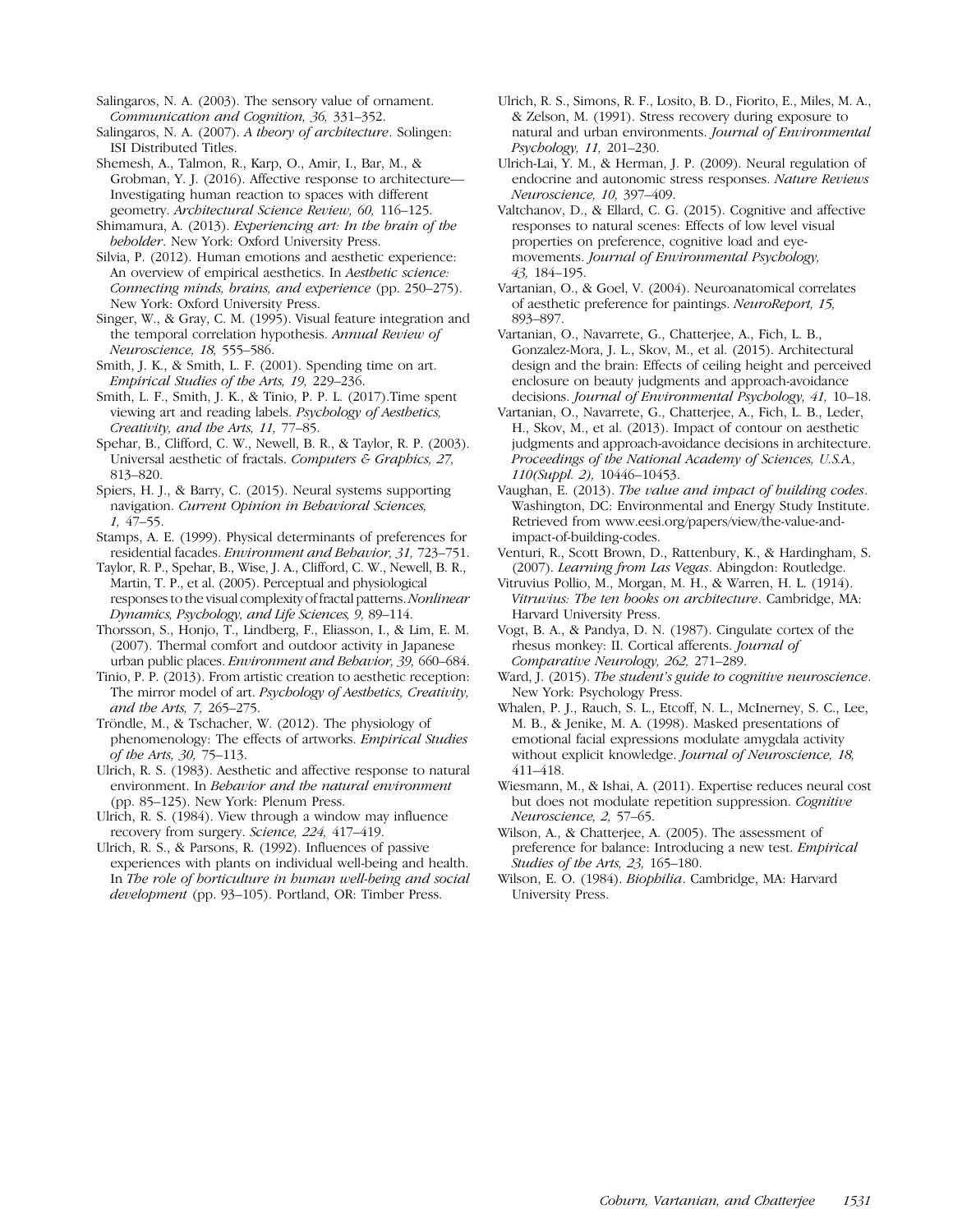Salingaros, N. A. (2003). The sensory value of ornament. *Communication and Cognition, 36,* 331–352.

Salingaros, N. A. (2007). *A theory of architecture*. Solingen: ISI Distributed Titles.

Shemesh, A., Talmon, R., Karp, O., Amir, I., Bar, M., & Grobman, Y. J. (2016). Affective response to architecture—Investigating human reaction to spaces with different geometry. *Architectural Science Review, 60,* 116–125.

Shimamura, A. (2013). *Experiencing art: In the brain of the beholder*. New York: Oxford University Press.

Silvia, P. (2012). Human emotions and aesthetic experience: An overview of empirical aesthetics. In *Aesthetic science: Connecting minds, brains, and experience* (pp. 250–275). New York: Oxford University Press.

Singer, W., & Gray, C. M. (1995). Visual feature integration and the temporal correlation hypothesis. *Annual Review of Neuroscience, 18,* 555–586.

Smith, J. K., & Smith, L. F. (2001). Spending time on art. *Empirical Studies of the Arts, 19,* 229–236.

Smith, L. F., Smith, J. K., & Tinio, P. P. L. (2017).Time spent viewing art and reading labels. *Psychology of Aesthetics, Creativity, and the Arts, 11,* 77–85.

Spehar, B., Clifford, C. W., Newell, B. R., & Taylor, R. P. (2003). Universal aesthetic of fractals. *Computers & Graphics, 27,* 813–820.

Spiers, H. J., & Barry, C. (2015). Neural systems supporting navigation. *Current Opinion in Behavioral Sciences, 1,* 47–55.

Stamps, A. E. (1999). Physical determinants of preferences for residential facades. *Environment and Behavior, 31,* 723–751.

Taylor, R. P., Spehar, B., Wise, J. A., Clifford, C. W., Newell, B. R., Martin, T. P., et al. (2005). Perceptual and physiological responses to the visual complexity of fractal patterns. *Nonlinear Dynamics, Psychology, and Life Sciences, 9,* 89–114.

Thorsson, S., Honjo, T., Lindberg, F., Eliasson, I., & Lim, E. M. (2007). Thermal comfort and outdoor activity in Japanese urban public places. *Environment and Behavior, 39,* 660–684.

Tinio, P. P. (2013). From artistic creation to aesthetic reception: The mirror model of art. *Psychology of Aesthetics, Creativity, and the Arts, 7,* 265–275.

Tröndle, M., & Tschacher, W. (2012). The physiology of phenomenology: The effects of artworks. *Empirical Studies of the Arts, 30,* 75–113.

Ulrich, R. S. (1983). Aesthetic and affective response to natural environment. In *Behavior and the natural environment* (pp. 85–125). New York: Plenum Press.

Ulrich, R. S. (1984). View through a window may influence recovery from surgery. *Science, 224,* 417–419.

Ulrich, R. S., & Parsons, R. (1992). Influences of passive experiences with plants on individual well-being and health. In *The role of horticulture in human well-being and social development* (pp. 93–105). Portland, OR: Timber Press.

Ulrich, R. S., Simons, R. F., Losito, B. D., Fiorito, E., Miles, M. A., & Zelson, M. (1991). Stress recovery during exposure to natural and urban environments. *Journal of Environmental Psychology, 11,* 201–230.

Ulrich-Lai, Y. M., & Herman, J. P. (2009). Neural regulation of endocrine and autonomic stress responses. *Nature Reviews Neuroscience, 10,* 397–409.

Valtchanov, D., & Ellard, C. G. (2015). Cognitive and affective responses to natural scenes: Effects of low level visual properties on preference, cognitive load and eye-movements. *Journal of Environmental Psychology, 43,* 184–195.

Vartanian, O., & Goel, V. (2004). Neuroanatomical correlates of aesthetic preference for paintings. *NeuroReport, 15,* 893–897.

Vartanian, O., Navarrete, G., Chatterjee, A., Fich, L. B., Gonzalez-Mora, J. L., Skov, M., et al. (2015). Architectural design and the brain: Effects of ceiling height and perceived enclosure on beauty judgments and approach-avoidance decisions. *Journal of Environmental Psychology, 41,* 10–18.

Vartanian, O., Navarrete, G., Chatterjee, A., Fich, L. B., Leder, H., Skov, M., et al. (2013). Impact of contour on aesthetic judgments and approach-avoidance decisions in architecture. *Proceedings of the National Academy of Sciences, U.S.A., 110(Suppl. 2),* 10446–10453.

Vaughan, E. (2013). *The value and impact of building codes*. Washington, DC: Environmental and Energy Study Institute. Retrieved from www.eesi.org/papers/view/the-value-and-impact-of-building-codes.

Venturi, R., Scott Brown, D., Rattenbury, K., & Hardingham, S. (2007). *Learning from Las Vegas*. Abingdon: Routledge.

Vitruvius Pollio, M., Morgan, M. H., & Warren, H. L. (1914). *Vitruvius: The ten books on architecture*. Cambridge, MA: Harvard University Press.

Vogt, B. A., & Pandya, D. N. (1987). Cingulate cortex of the rhesus monkey: II. Cortical afferents. *Journal of Comparative Neurology, 262,* 271–289.

Ward, J. (2015). *The student's guide to cognitive neuroscience*. New York: Psychology Press.

Whalen, P. J., Rauch, S. L., Etcoff, N. L., McInerney, S. C., Lee, M. B., & Jenike, M. A. (1998). Masked presentations of emotional facial expressions modulate amygdala activity without explicit knowledge. *Journal of Neuroscience, 18,* 411–418.

Wiesmann, M., & Ishai, A. (2011). Expertise reduces neural cost but does not modulate repetition suppression. *Cognitive Neuroscience, 2,* 57–65.

Wilson, A., & Chatterjee, A. (2005). The assessment of preference for balance: Introducing a new test. *Empirical Studies of the Arts, 23,* 165–180.

Wilson, E. O. (1984). *Biophilia*. Cambridge, MA: Harvard University Press.